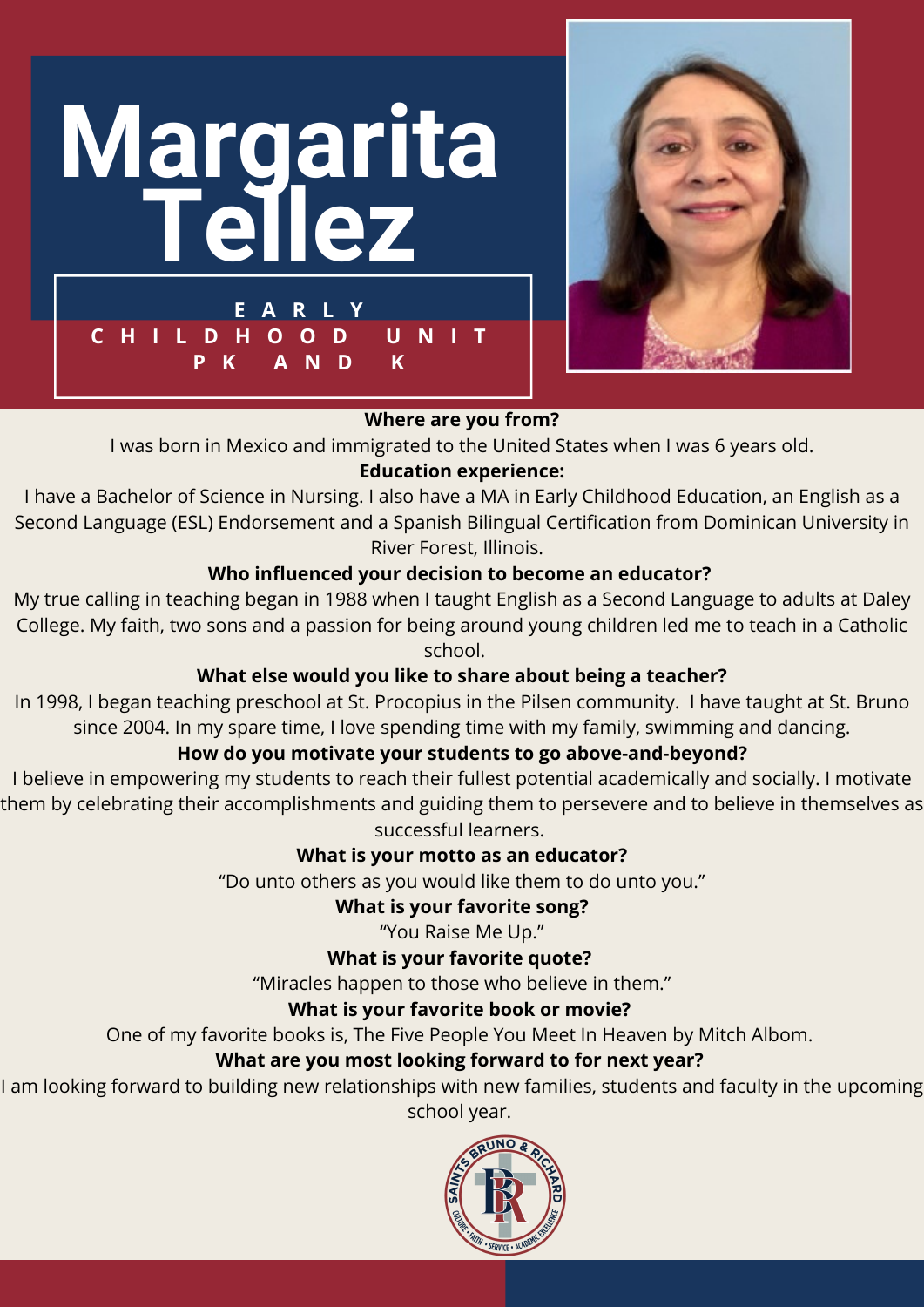# Margarita Tellez

**EARLY CHILDHOOD UNIT PK AND K**

**Where are you from?**

I was born in Mexico and immigrated to the United States when I was 6 years old.

**Education experience:**

I have a Bachelor of Science in Nursing. I also have a MA in Early Childhood Education, an English as a Second Language (ESL) Endorsement and a Spanish Bilingual Certification from Dominican University in River Forest, Illinois.

**Who influenced your decision to become an educator?**

My true calling in teaching began in 1988 when I taught English as a Second Language to adults at Daley College. My faith, two sons and a passion for being around young children led me to teach in a Catholic school.

**What else would you like to share about being a teacher?**

In 1998, I began teaching preschool at St. Procopius in the Pilsen community. I have taught at St. Bruno since 2004. In my spare time, I love spending time with my family, swimming and dancing.

**How do you motivate your students to go above-and-beyond?**

I believe in empowering my students to reach their fullest potential academically and socially. I motivate them by celebrating their accomplishments and guiding them to persevere and to believe in themselves as successful learners.

**What is your motto as an educator?**

"Do unto others as you would like them to do unto you."

**What is your favorite song?**

"You Raise Me Up."

**What is your favorite quote?**

"Miracles happen to those who believe in them."

**What is your favorite book or movie?**

One of my favorite books is, The Five People You Meet In Heaven by Mitch Albom.

**What are you most looking forward to for next year?**

I am looking forward to building new relationships with new families, students and faculty in the upcoming school year.

SAINTS BRUNO & RICHARD

CULTURE • FAITH • SERVICE • ACADEMIC EXCELLENCE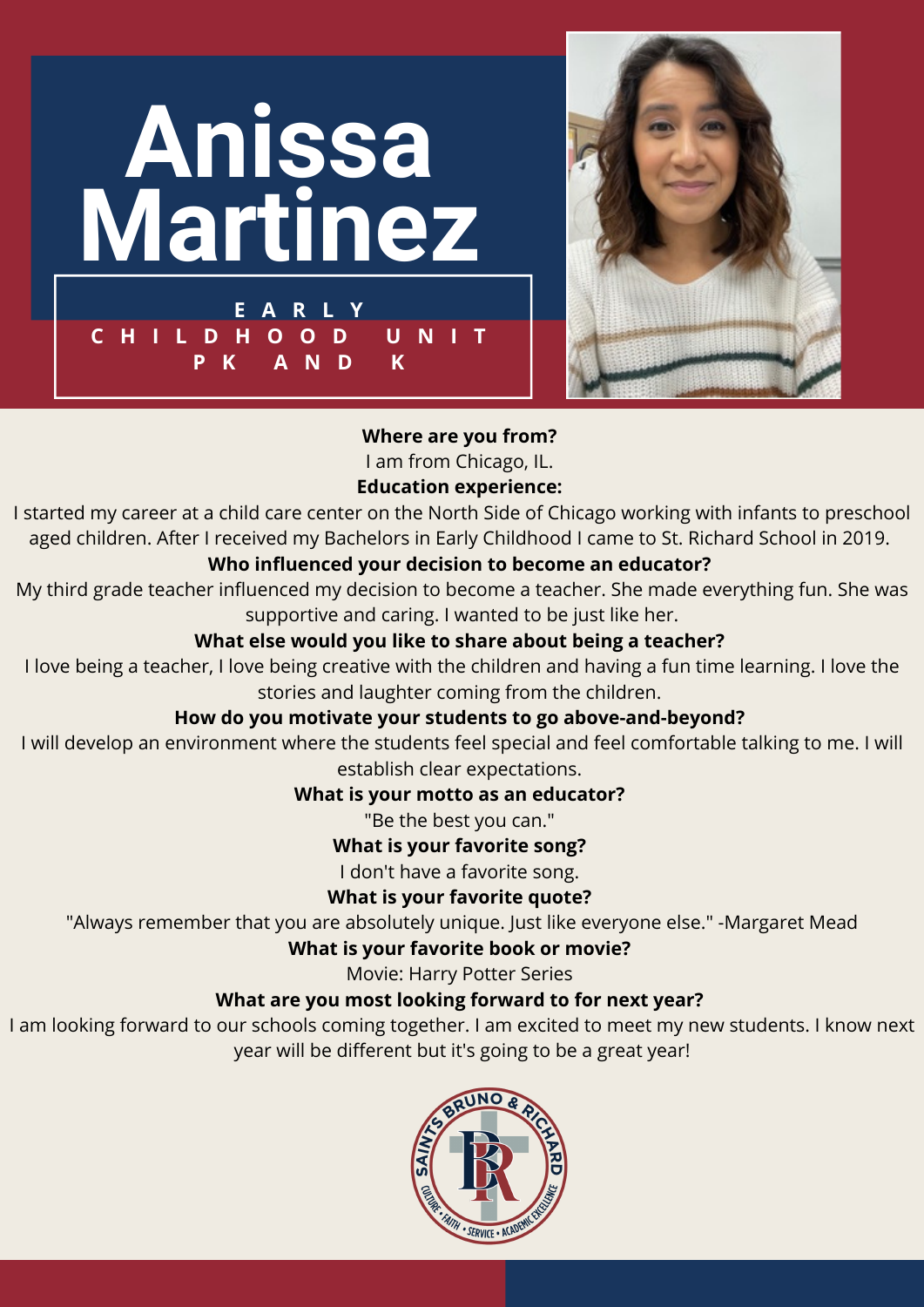# Anissa Martinez

**EARLY CHILDHOOD UNIT PK AND K**

**Where are you from?**

I am from Chicago, IL.

**Education experience:**

I started my career at a child care center on the North Side of Chicago working with infants to preschool aged children. After I received my Bachelors in Early Childhood I came to St. Richard School in 2019.

**Who influenced your decision to become an educator?**

My third grade teacher influenced my decision to become a teacher. She made everything fun. She was supportive and caring. I wanted to be just like her.

**What else would you like to share about being a teacher?**

I love being a teacher, I love being creative with the children and having a fun time learning. I love the stories and laughter coming from the children.

**How do you motivate your students to go above-and-beyond?**

I will develop an environment where the students feel special and feel comfortable talking to me. I will establish clear expectations.

**What is your motto as an educator?**

"Be the best you can."

**What is your favorite song?**

I don't have a favorite song.

**What is your favorite quote?**

"Always remember that you are absolutely unique. Just like everyone else." -Margaret Mead

**What is your favorite book or movie?**

Movie: Harry Potter Series

**What are you most looking forward to for next year?**

I am looking forward to our schools coming together. I am excited to meet my new students. I know next year will be different but it's going to be a great year!

SAINTS BRUNO & RICHARD

CULTURE • FAITH • SERVICE • ACADEMIC EXCELLENCE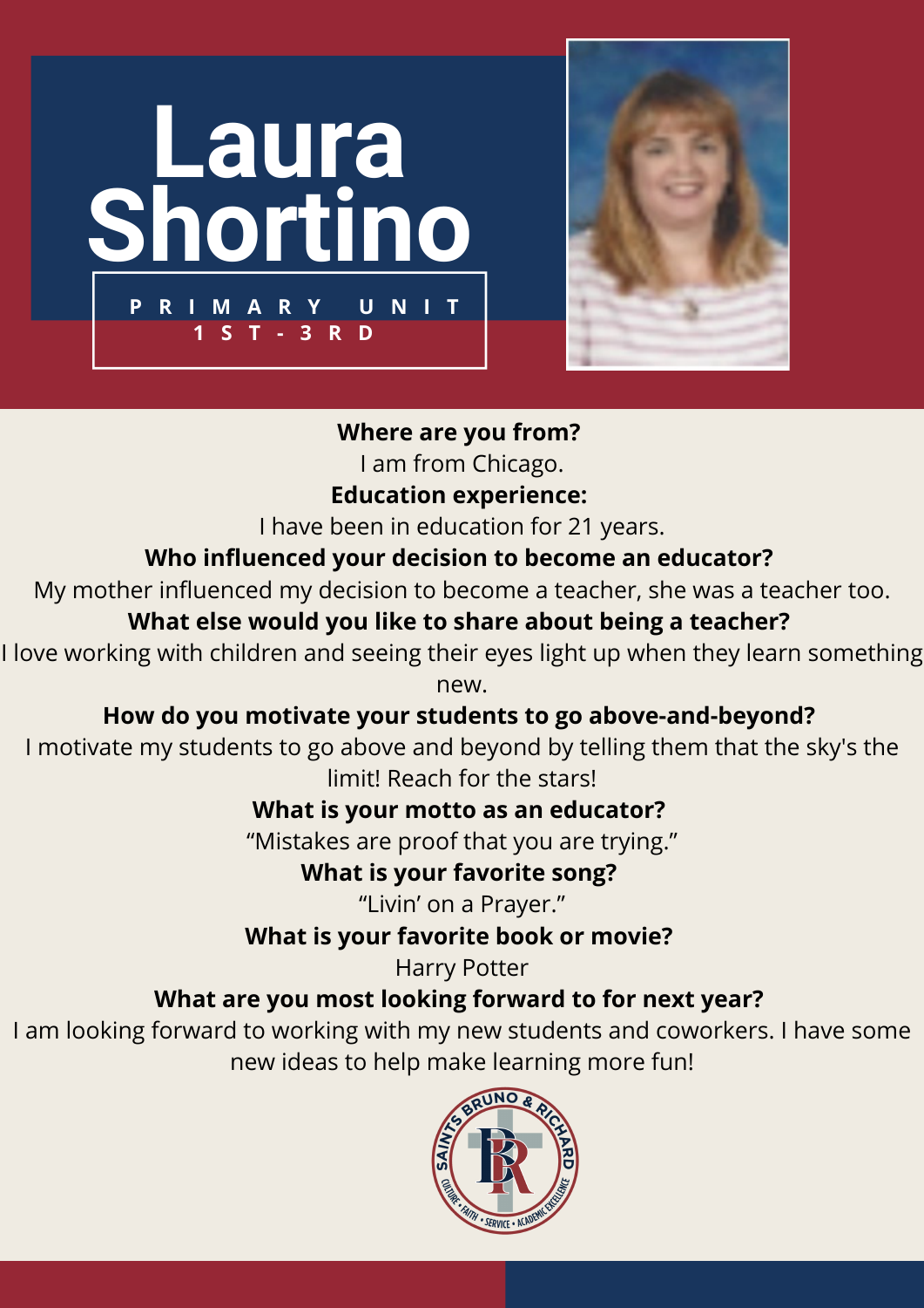# Laura Shortino

**PRIMARY UNIT**
**1ST-3RD**

**Where are you from?**

I am from Chicago.

**Education experience:**

I have been in education for 21 years.

**Who influenced your decision to become an educator?**

My mother influenced my decision to become a teacher, she was a teacher too.

**What else would you like to share about being a teacher?**

I love working with children and seeing their eyes light up when they learn something new.

**How do you motivate your students to go above-and-beyond?**

I motivate my students to go above and beyond by telling them that the sky's the limit! Reach for the stars!

**What is your motto as an educator?**

“Mistakes are proof that you are trying.”

**What is your favorite song?**

“Livin’ on a Prayer.”

**What is your favorite book or movie?**

Harry Potter

**What are you most looking forward to for next year?**

I am looking forward to working with my new students and coworkers. I have some new ideas to help make learning more fun!

SAINTS BRUNO & RICHARD
CULTURE • FAITH • SERVICE • ACADEMIC EXCELLENCE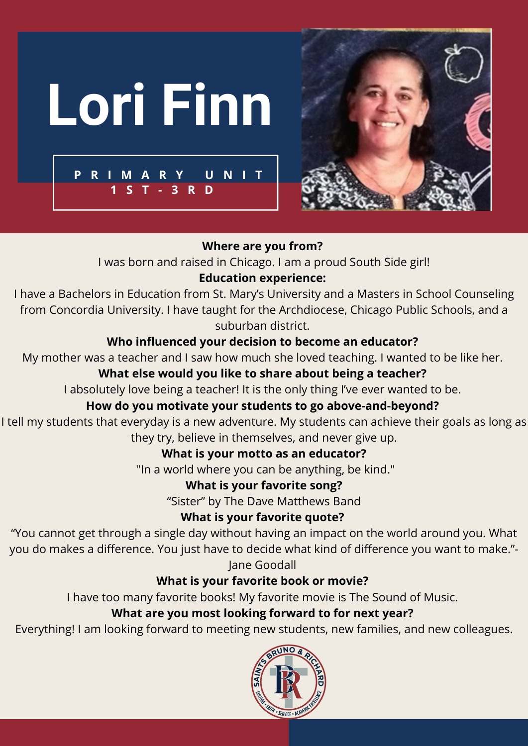# Lori Finn

**PRIMARY UNIT 1ST-3RD**

**Where are you from?**

I was born and raised in Chicago. I am a proud South Side girl!

**Education experience:**

I have a Bachelors in Education from St. Mary's University and a Masters in School Counseling from Concordia University. I have taught for the Archdiocese, Chicago Public Schools, and a suburban district.

**Who influenced your decision to become an educator?**

My mother was a teacher and I saw how much she loved teaching. I wanted to be like her.

**What else would you like to share about being a teacher?**

I absolutely love being a teacher! It is the only thing I've ever wanted to be.

**How do you motivate your students to go above-and-beyond?**

I tell my students that everyday is a new adventure. My students can achieve their goals as long as they try, believe in themselves, and never give up.

**What is your motto as an educator?**

"In a world where you can be anything, be kind."

**What is your favorite song?**

"Sister" by The Dave Matthews Band

**What is your favorite quote?**

"You cannot get through a single day without having an impact on the world around you. What you do makes a difference. You just have to decide what kind of difference you want to make."- Jane Goodall

**What is your favorite book or movie?**

I have too many favorite books! My favorite movie is The Sound of Music.

**What are you most looking forward to for next year?**

Everything! I am looking forward to meeting new students, new families, and new colleagues.

SAINTS BRUNO & RICHARD
CULTURE • FAITH • SERVICE • ACADEMIC EXCELLENCE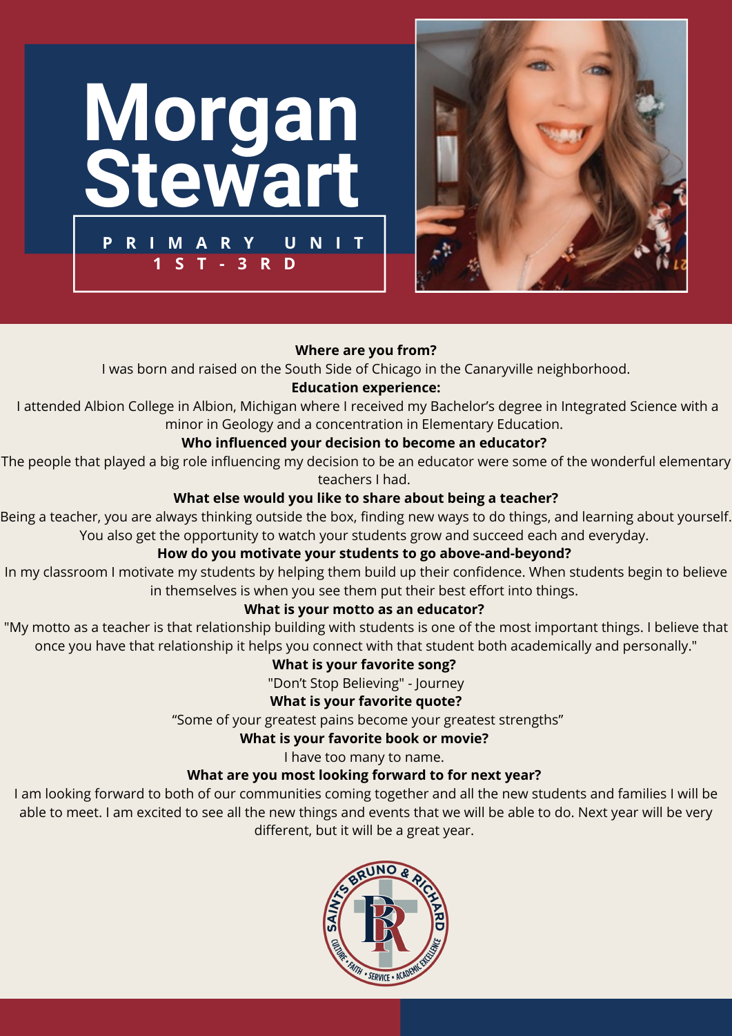# Morgan Stewart

**PRIMARY UNIT**
**1ST-3RD**

**Where are you from?**

I was born and raised on the South Side of Chicago in the Canaryville neighborhood.

**Education experience:**

I attended Albion College in Albion, Michigan where I received my Bachelor's degree in Integrated Science with a minor in Geology and a concentration in Elementary Education.

**Who influenced your decision to become an educator?**

The people that played a big role influencing my decision to be an educator were some of the wonderful elementary teachers I had.

**What else would you like to share about being a teacher?**

Being a teacher, you are always thinking outside the box, finding new ways to do things, and learning about yourself. You also get the opportunity to watch your students grow and succeed each and everyday.

**How do you motivate your students to go above-and-beyond?**

In my classroom I motivate my students by helping them build up their confidence. When students begin to believe in themselves is when you see them put their best effort into things.

**What is your motto as an educator?**

"My motto as a teacher is that relationship building with students is one of the most important things. I believe that once you have that relationship it helps you connect with that student both academically and personally."

**What is your favorite song?**

"Don't Stop Believing" - Journey

**What is your favorite quote?**

"Some of your greatest pains become your greatest strengths"

**What is your favorite book or movie?**

I have too many to name.

**What are you most looking forward to for next year?**

I am looking forward to both of our communities coming together and all the new students and families I will be able to meet. I am excited to see all the new things and events that we will be able to do. Next year will be very different, but it will be a great year.

SAINTS BRUNO & RICHARD
CULTURE • FAITH • SERVICE • ACADEMIC EXCELLENCE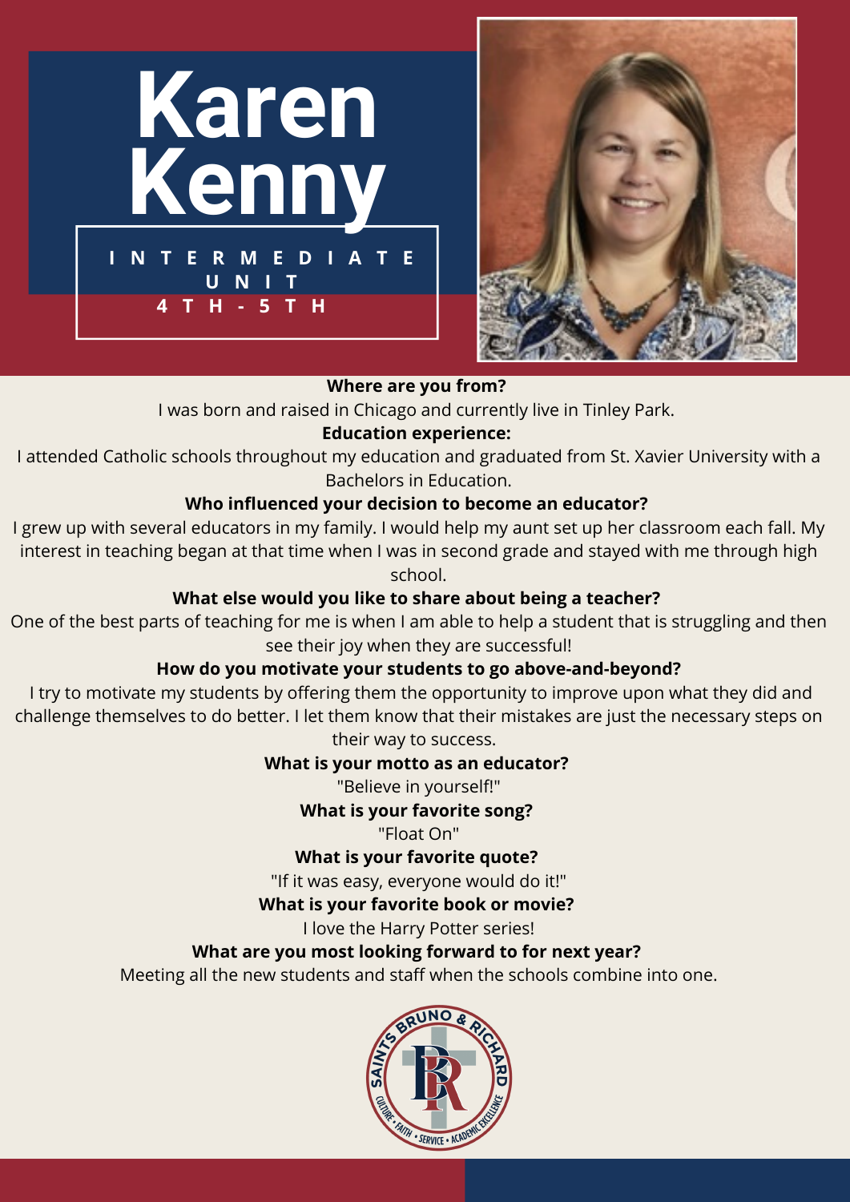# Karen Kenny

**INTERMEDIATE UNIT**
**4TH - 5TH**

**Where are you from?**

I was born and raised in Chicago and currently live in Tinley Park.

**Education experience:**

I attended Catholic schools throughout my education and graduated from St. Xavier University with a Bachelors in Education.

**Who influenced your decision to become an educator?**

I grew up with several educators in my family. I would help my aunt set up her classroom each fall. My interest in teaching began at that time when I was in second grade and stayed with me through high school.

**What else would you like to share about being a teacher?**

One of the best parts of teaching for me is when I am able to help a student that is struggling and then see their joy when they are successful!

**How do you motivate your students to go above-and-beyond?**

I try to motivate my students by offering them the opportunity to improve upon what they did and challenge themselves to do better. I let them know that their mistakes are just the necessary steps on their way to success.

**What is your motto as an educator?**

"Believe in yourself!"

**What is your favorite song?**

"Float On"

**What is your favorite quote?**

"If it was easy, everyone would do it!"

**What is your favorite book or movie?**

I love the Harry Potter series!

**What are you most looking forward to for next year?**

Meeting all the new students and staff when the schools combine into one.

SAINTS BRUNO & RICHARD
CULTURE • FAITH • SERVICE • ACADEMIC EXCELLENCE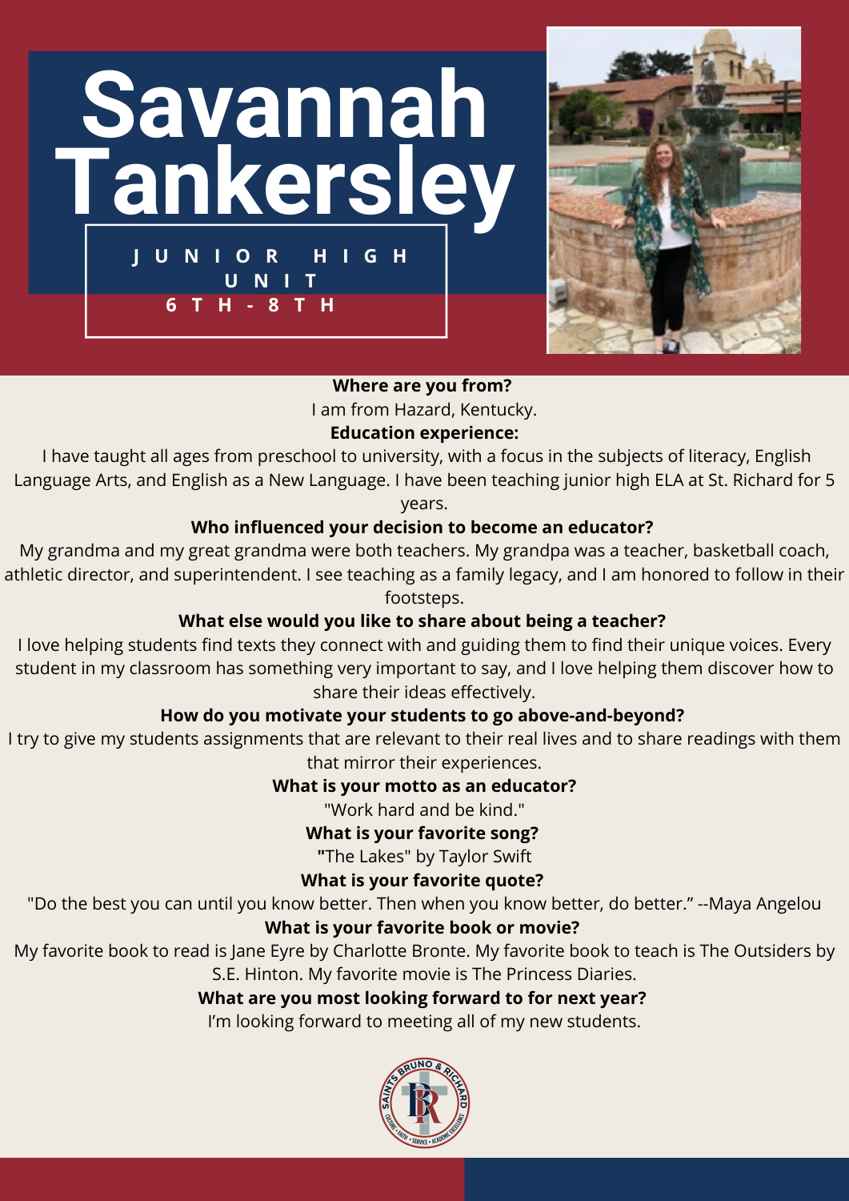# Savannah Tankersley

**JUNIOR HIGH UNIT**
**6TH - 8TH**

**Where are you from?**
I am from Hazard, Kentucky.

**Education experience:**
I have taught all ages from preschool to university, with a focus in the subjects of literacy, English Language Arts, and English as a New Language. I have been teaching junior high ELA at St. Richard for 5 years.

**Who influenced your decision to become an educator?**
My grandma and my great grandma were both teachers. My grandpa was a teacher, basketball coach, athletic director, and superintendent. I see teaching as a family legacy, and I am honored to follow in their footsteps.

**What else would you like to share about being a teacher?**
I love helping students find texts they connect with and guiding them to find their unique voices. Every student in my classroom has something very important to say, and I love helping them discover how to share their ideas effectively.

**How do you motivate your students to go above-and-beyond?**
I try to give my students assignments that are relevant to their real lives and to share readings with them that mirror their experiences.

**What is your motto as an educator?**
"Work hard and be kind."

**What is your favorite song?**
"The Lakes" by Taylor Swift

**What is your favorite quote?**
"Do the best you can until you know better. Then when you know better, do better." --Maya Angelou

**What is your favorite book or movie?**
My favorite book to read is Jane Eyre by Charlotte Bronte. My favorite book to teach is The Outsiders by S.E. Hinton. My favorite movie is The Princess Diaries.

**What are you most looking forward to for next year?**
I'm looking forward to meeting all of my new students.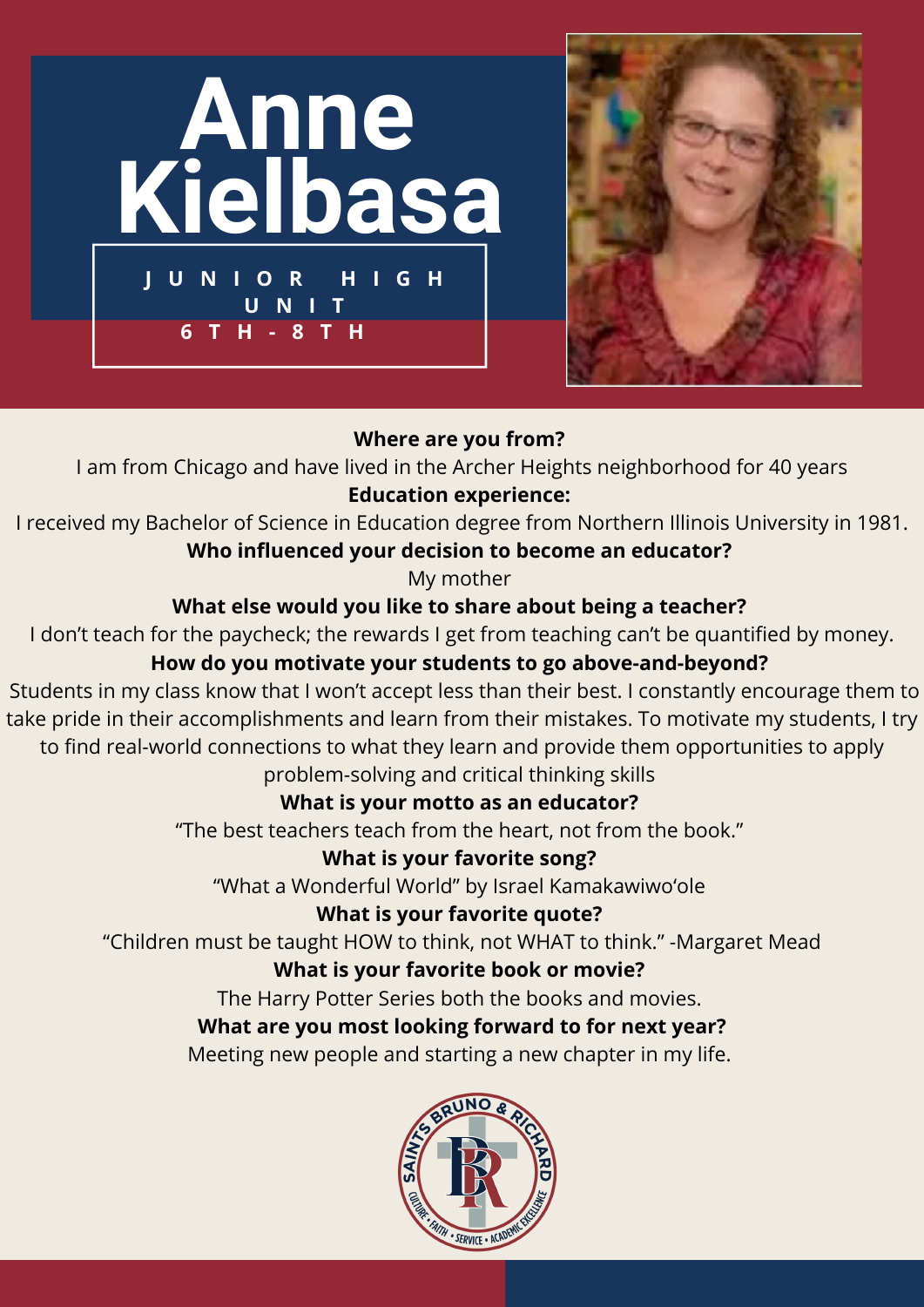# Anne Kielbasa

**JUNIOR HIGH UNIT 6TH - 8TH**

**Where are you from?**

I am from Chicago and have lived in the Archer Heights neighborhood for 40 years

**Education experience:**

I received my Bachelor of Science in Education degree from Northern Illinois University in 1981.

**Who influenced your decision to become an educator?**

My mother

**What else would you like to share about being a teacher?**

I don't teach for the paycheck; the rewards I get from teaching can't be quantified by money.

**How do you motivate your students to go above-and-beyond?**

Students in my class know that I won't accept less than their best. I constantly encourage them to take pride in their accomplishments and learn from their mistakes. To motivate my students, I try to find real-world connections to what they learn and provide them opportunities to apply problem-solving and critical thinking skills

**What is your motto as an educator?**

"The best teachers teach from the heart, not from the book."

**What is your favorite song?**

"What a Wonderful World" by Israel Kamakawiwo'ole

**What is your favorite quote?**

"Children must be taught HOW to think, not WHAT to think." -Margaret Mead

**What is your favorite book or movie?**

The Harry Potter Series both the books and movies.

**What are you most looking forward to for next year?**

Meeting new people and starting a new chapter in my life.

SAINTS BRUNO & RICHARD

CULTURE • FAITH • SERVICE • ACADEMIC EXCELLENCE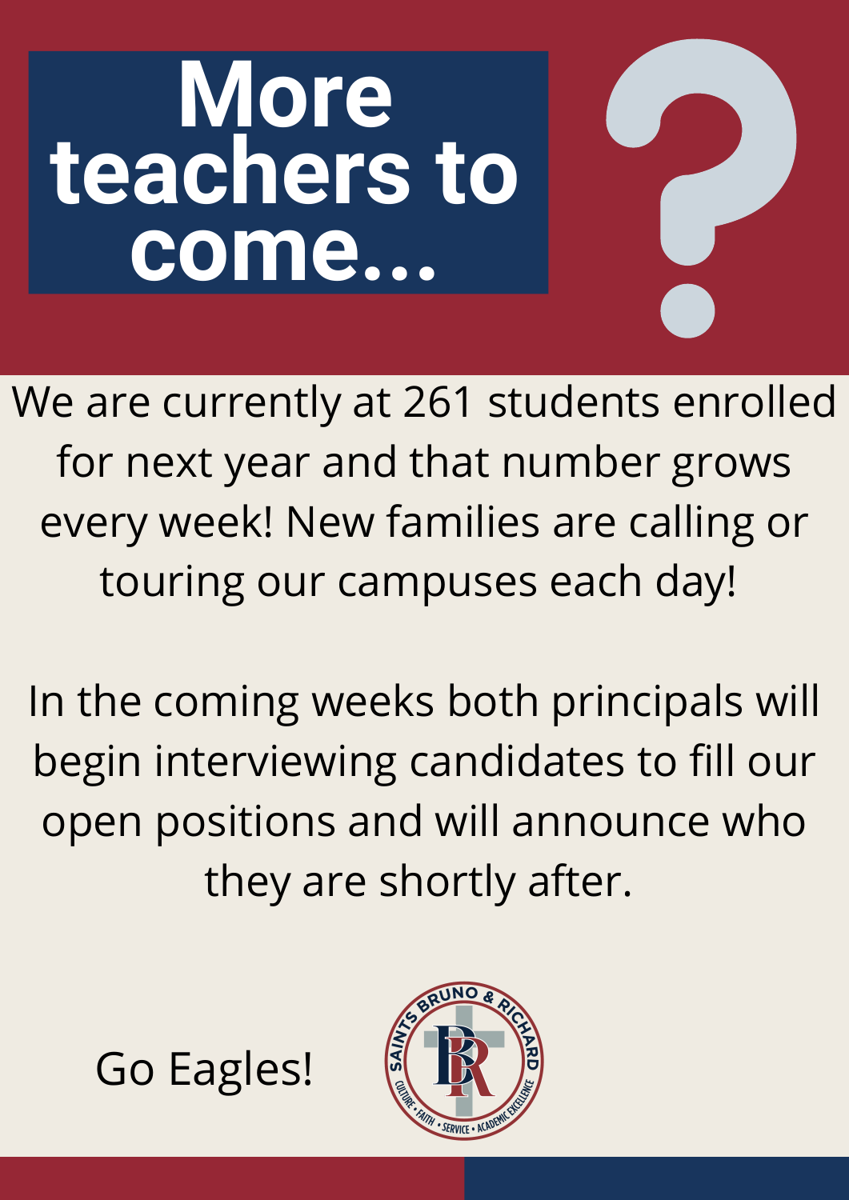# More teachers to come...

We are currently at 261 students enrolled for next year and that number grows every week! New families are calling or touring our campuses each day!

In the coming weeks both principals will begin interviewing candidates to fill our open positions and will announce who they are shortly after.

Go Eagles!